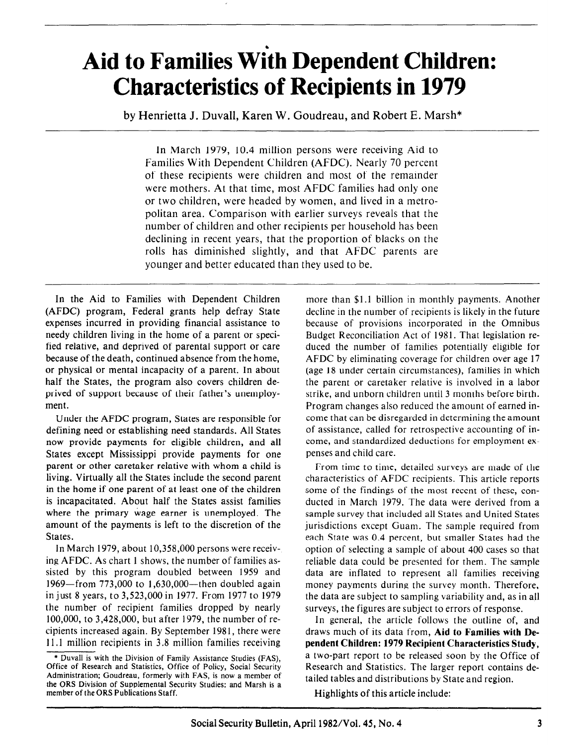# Aid to Families With Dependent Children: Characteristics of Recipients in 1979

by Henrietta J. Duvall, Karen W. Goudreau, and Robert E. Marsh*

In March 1979, 10.4 million persons were receiving Aid to Families With Dependent Children (AFDC). Nearly 70 percent of these recipients were children and most of the remainder were mothers. At that time, most AFDC families had only one or two children, were headed by women, and lived in a metropolitan area. Comparison with earlier surveys reveals that the number of children and other recipients per household has been declining in recent years, that the proportion of blacks on the rolls has diminished slightly, and that AFDC parents are younger and better educated than they used to be.

In the Aid to Families with Dependent Children (AFDC) program, Federal grants help defray State expenses incurred in providing financial assistance to needy children living in the home of a parent or specified relative, and deprived of parental support or care because of the death, continued absence from the home, or physical or mental incapacity of a parent. In about half the States, the program also covers children deprived of support because of their father's unemployment.

Under the AFDC program, States are responsible for defining need or establishing need standards. All States now provide payments for eligible children, and all States except Mississippi provide payments for one parent or other caretaker relative with whom a child is living. Virtually all the States include the second parent in the home if one parent of at least one of the children is incapacitated. About half the States assist families where the primary wage earner is unemployed. The amount of the payments is left to the discretion of the States.

In March 1979, about 10,358,000 persons were receiving AFDC. As chart 1 shows, the number of families assisted by this program doubled between 1959 and 1969—from 773,000 to 1,630,000—then doubled again in just 8 years, to 3,523,000 in 1977. From 1977 to 1979 the number of recipient families dropped by nearly 100,000, to 3,428,000, but after 1979, the number of recipients increased again. By September 1981, there were 11.1 million recipients in 3.8 million families receiving more than $1.1 billion in monthly payments. Another decline in the number of recipients is likely in the future because of provisions incorporated in the Omnibus Budget Reconciliation Act of 1981. That legislation reduced the number of families potentially eligible for AFDC by eliminating coverage for children over age 17 (age 18 under certain circumstances), families in which the parent or caretaker relative is involved in a labor strike, and unborn children until 3 months before birth. Program changes also reduced the amount of earned income that can be disregarded in determining the amount of assistance, called for retrospective accounting of income, and standardized deductions for employment expenses and child care.

From time to time, detailed surveys are made of the characteristics of AFDC recipients. This article reports some of the findings of the most recent of these, conducted in March 1979. The data were derived from a sample survey that included all States and United States jurisdictions except Guam. The sample required from each State was 0.4 percent, but smaller States had the option of selecting a sample of about 400 cases so that reliable data could be presented for them. The sample data are inflated to represent all families receiving money payments during the survey month. Therefore, the data are subject to sampling variability and, as in all surveys, the figures are subject to errors of response.

In general, the article follows the outline of, and draws much of its data from, **Aid to Families with Dependent Children: 1979 Recipient Characteristics Study**, a two-part report to be released soon by the Office of Research and Statistics. The larger report contains detailed tables and distributions by State and region.

Highlights of this article include:

\* Duvall is with the Division of Family Assistance Studies (FAS), Office of Research and Statistics, Office of Policy, Social Security Administration; Goudreau, formerly with FAS, is now a member of the ORS Division of Supplemental Security Studies; and Marsh is a member of the ORS Publications Staff.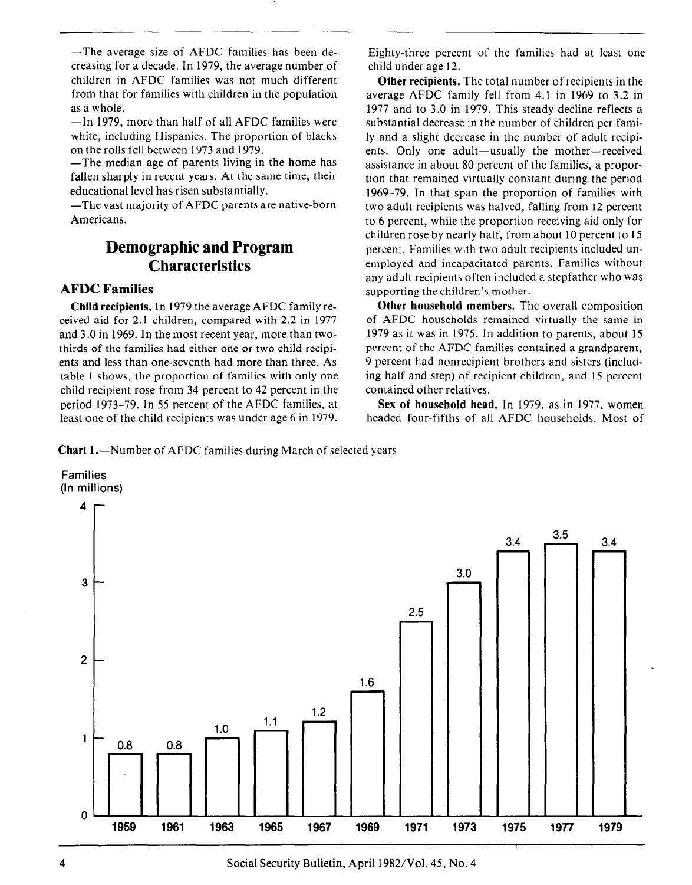—The average size of AFDC families has been decreasing for a decade. In 1979, the average number of children in AFDC families was not much different from that for families with children in the population as a whole.

—In 1979, more than half of all AFDC families were white, including Hispanics. The proportion of blacks on the rolls fell between 1973 and 1979.

—The median age of parents living in the home has fallen sharply in recent years. At the same time, their educational level has risen substantially.

—The vast majority of AFDC parents are native-born Americans.

# Demographic and Program Characteristics

## AFDC Families

**Child recipients.** In 1979 the average AFDC family received aid for 2.1 children, compared with 2.2 in 1977 and 3.0 in 1969. In the most recent year, more than two-thirds of the families had either one or two child recipients and less than one-seventh had more than three. As table 1 shows, the proportion of families with only one child recipient rose from 34 percent to 42 percent in the period 1973–79. In 55 percent of the AFDC families, at least one of the child recipients was under age 6 in 1979. Eighty-three percent of the families had at least one child under age 12.

**Other recipients.** The total number of recipients in the average AFDC family fell from 4.1 in 1969 to 3.2 in 1977 and to 3.0 in 1979. This steady decline reflects a substantial decrease in the number of children per family and a slight decrease in the number of adult recipients. Only one adult—usually the mother—received assistance in about 80 percent of the families, a proportion that remained virtually constant during the period 1969–79. In that span the proportion of families with two adult recipients was halved, falling from 12 percent to 6 percent, while the proportion receiving aid only for children rose by nearly half, from about 10 percent to 15 percent. Families with two adult recipients included unemployed and incapacitated parents. Families without any adult recipients often included a stepfather who was supporting the children's mother.

**Other household members.** The overall composition of AFDC households remained virtually the same in 1979 as it was in 1975. In addition to parents, about 15 percent of the AFDC families contained a grandparent, 9 percent had nonrecipient brothers and sisters (including half and step) of recipient children, and 15 percent contained other relatives.

**Sex of household head.** In 1979, as in 1977, women headed four-fifths of all AFDC households. Most of

**Chart 1.**—Number of AFDC families during March of selected years

Families (In millions)

| Year | 1959 | 1961 | 1963 | 1965 | 1967 | 1969 | 1971 | 1973 | 1975 | 1977 | 1979 |
|---|---|---|---|---|---|---|---|---|---|---|---|
| Families (in millions) | 0.8 | 0.8 | 1.0 | 1.1 | 1.2 | 1.6 | 2.5 | 3.0 | 3.4 | 3.5 | 3.4 |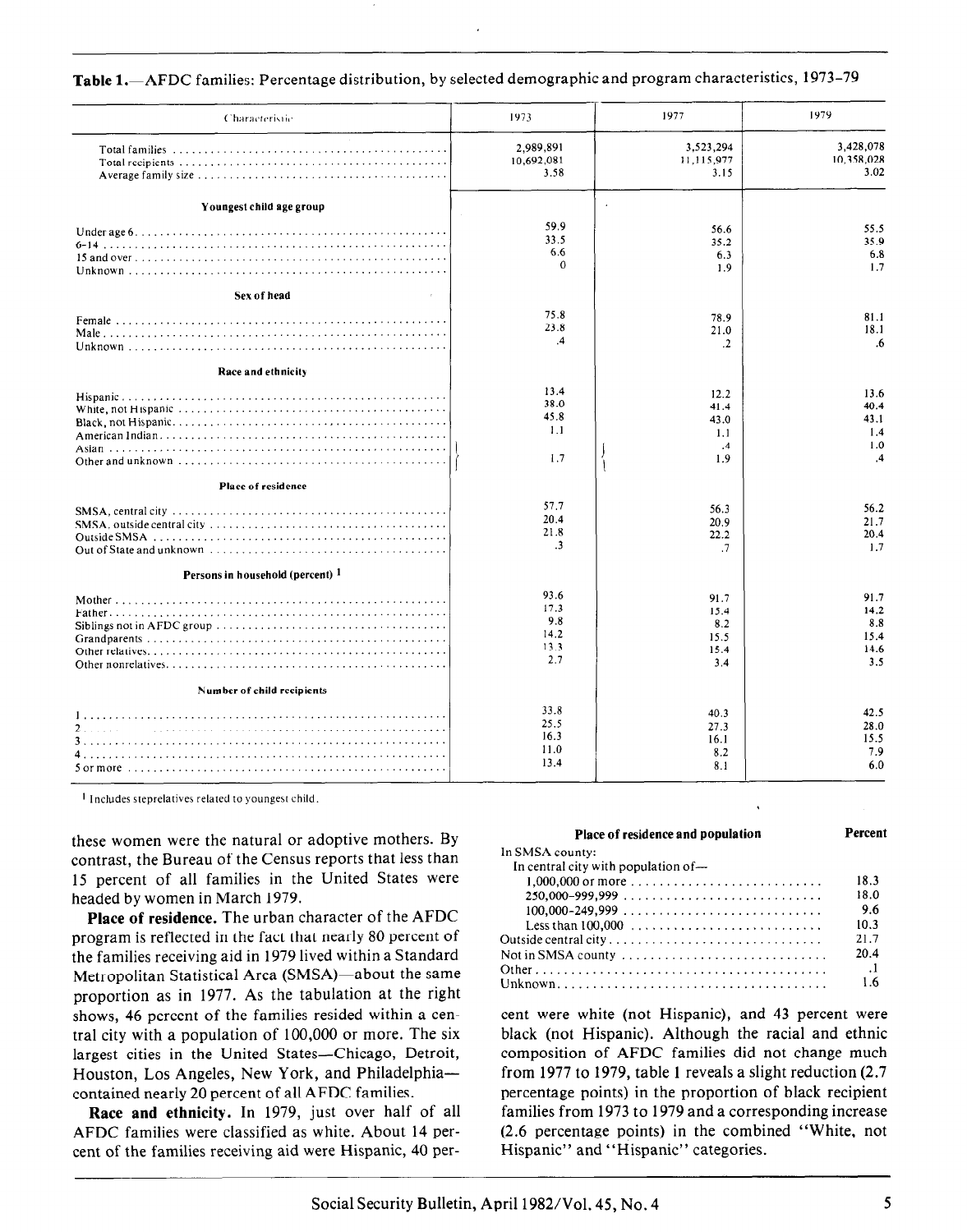**Table 1.**—AFDC families: Percentage distribution, by selected demographic and program characteristics, 1973–79

| Characteristic | 1973 | 1977 | 1979 |
|---|---|---|---|
| Total families | 2,989,891 | 3,523,294 | 3,428,078 |
| Total recipients | 10,692,081 | 11,115,977 | 10,358,028 |
| Average family size | 3.58 | 3.15 | 3.02 |
| **Youngest child age group** | | | |
| Under age 6 | 59.9 | 56.6 | 55.5 |
| 6–14 | 33.5 | 35.2 | 35.9 |
| 15 and over | 6.6 | 6.3 | 6.8 |
| Unknown | 0 | 1.9 | 1.7 |
| **Sex of head** | | | |
| Female | 75.8 | 78.9 | 81.1 |
| Male | 23.8 | 21.0 | 18.1 |
| Unknown | .4 | .2 | .6 |
| **Race and ethnicity** | | | |
| Hispanic | 13.4 | 12.2 | 13.6 |
| White, not Hispanic | 38.0 | 41.4 | 40.4 |
| Black, not Hispanic | 45.8 | 43.0 | 43.1 |
| American Indian | 1.1 | 1.1 | 1.4 |
| Asian | | .4 | 1.0 |
| Other and unknown | 1.7 | 1.9 | .4 |
| **Place of residence** | | | |
| SMSA, central city | 57.7 | 56.3 | 56.2 |
| SMSA, outside central city | 20.4 | 20.9 | 21.7 |
| Outside SMSA | 21.8 | 22.2 | 20.4 |
| Out of State and unknown | .3 | .7 | 1.7 |
| **Persons in household (percent)** [1] | | | |
| Mother | 93.6 | 91.7 | 91.7 |
| Father | 17.3 | 15.4 | 14.2 |
| Siblings not in AFDC group | 9.8 | 8.2 | 8.8 |
| Grandparents | 14.2 | 15.5 | 15.4 |
| Other relatives | 13.3 | 15.4 | 14.6 |
| Other nonrelatives | 2.7 | 3.4 | 3.5 |
| **Number of child recipients** | | | |
| 1 | 33.8 | 40.3 | 42.5 |
| 2 | 25.5 | 27.3 | 28.0 |
| 3 | 16.3 | 16.1 | 15.5 |
| 4 | 11.0 | 8.2 | 7.9 |
| 5 or more | 13.4 | 8.1 | 6.0 |

[1] Includes steprelatives related to youngest child.

these women were the natural or adoptive mothers. By contrast, the Bureau of the Census reports that less than 15 percent of all families in the United States were headed by women in March 1979.

**Place of residence.** The urban character of the AFDC program is reflected in the fact that nearly 80 percent of the families receiving aid in 1979 lived within a Standard Metropolitan Statistical Area (SMSA)—about the same proportion as in 1977. As the tabulation at the right shows, 46 percent of the families resided within a central city with a population of 100,000 or more. The six largest cities in the United States—Chicago, Detroit, Houston, Los Angeles, New York, and Philadelphia—contained nearly 20 percent of all AFDC families.

| Place of residence and population | Percent |
|---|---|
| In SMSA county: | |
| In central city with population of— | |
| 1,000,000 or more | 18.3 |
| 250,000–999,999 | 18.0 |
| 100,000–249,999 | 9.6 |
| Less than 100,000 | 10.3 |
| Outside central city | 21.7 |
| Not in SMSA county | 20.4 |
| Other | .1 |
| Unknown | 1.6 |

**Race and ethnicity.** In 1979, just over half of all AFDC families were classified as white. About 14 percent of the families receiving aid were Hispanic, 40 percent were white (not Hispanic), and 43 percent were black (not Hispanic). Although the racial and ethnic composition of AFDC families did not change much from 1977 to 1979, table 1 reveals a slight reduction (2.7 percentage points) in the proportion of black recipient families from 1973 to 1979 and a corresponding increase (2.6 percentage points) in the combined "White, not Hispanic" and "Hispanic" categories.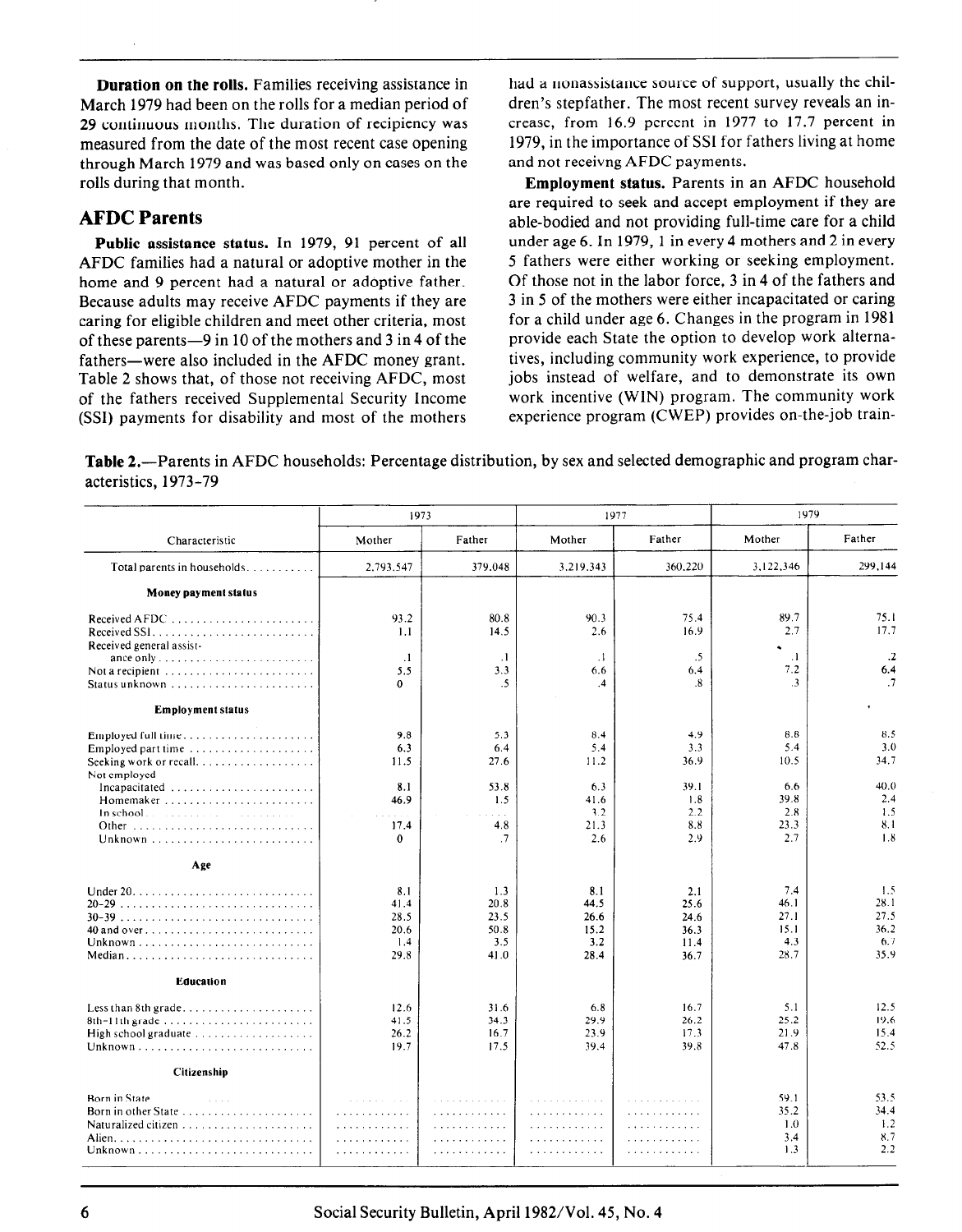**Duration on the rolls.** Families receiving assistance in March 1979 had been on the rolls for a median period of 29 continuous months. The duration of recipiency was measured from the date of the most recent case opening through March 1979 and was based only on cases on the rolls during that month.

## AFDC Parents

**Public assistance status.** In 1979, 91 percent of all AFDC families had a natural or adoptive mother in the home and 9 percent had a natural or adoptive father. Because adults may receive AFDC payments if they are caring for eligible children and meet other criteria, most of these parents—9 in 10 of the mothers and 3 in 4 of the fathers—were also included in the AFDC money grant. Table 2 shows that, of those not receiving AFDC, most of the fathers received Supplemental Security Income (SSI) payments for disability and most of the mothers had a nonassistance source of support, usually the children's stepfather. The most recent survey reveals an increase, from 16.9 percent in 1977 to 17.7 percent in 1979, in the importance of SSI for fathers living at home and not receivng AFDC payments.

**Employment status.** Parents in an AFDC household are required to seek and accept employment if they are able-bodied and not providing full-time care for a child under age 6. In 1979, 1 in every 4 mothers and 2 in every 5 fathers were either working or seeking employment. Of those not in the labor force, 3 in 4 of the fathers and 3 in 5 of the mothers were either incapacitated or caring for a child under age 6. Changes in the program in 1981 provide each State the option to develop work alternatives, including community work experience, to provide jobs instead of welfare, and to demonstrate its own work incentive (WIN) program. The community work experience program (CWEP) provides on-the-job train-

**Table 2.**—Parents in AFDC households: Percentage distribution, by sex and selected demographic and program characteristics, 1973–79

| Characteristic | 1973 | | 1977 | | 1979 | |
|---|---|---|---|---|---|---|
| | Mother | Father | Mother | Father | Mother | Father |
| Total parents in households | 2,793,547 | 379,048 | 3,219,343 | 360,220 | 3,122,346 | 299,144 |
| **Money payment status** | | | | | | |
| Received AFDC | 93.2 | 80.8 | 90.3 | 75.4 | 89.7 | 75.1 |
| Received SSI | 1.1 | 14.5 | 2.6 | 16.9 | 2.7 | 17.7 |
| Received general assistance only | .1 | .1 | .1 | .5 | .1 | .2 |
| Not a recipient | 5.5 | 3.3 | 6.6 | 6.4 | 7.2 | 6.4 |
| Status unknown | 0 | .5 | .4 | .8 | .3 | .7 |
| **Employment status** | | | | | | |
| Employed full time | 9.8 | 5.3 | 8.4 | 4.9 | 8.8 | 8.5 |
| Employed part time | 6.3 | 6.4 | 5.4 | 3.3 | 5.4 | 3.0 |
| Seeking work or recall | 11.5 | 27.6 | 11.2 | 36.9 | 10.5 | 34.7 |
| Not employed | | | | | | |
| Incapacitated | 8.1 | 53.8 | 6.3 | 39.1 | 6.6 | 40.0 |
| Homemaker | 46.9 | 1.5 | 41.6 | 1.8 | 39.8 | 2.4 |
| In school | ..... | ..... | 3.2 | 2.2 | 2.8 | 1.5 |
| Other | 17.4 | 4.8 | 21.3 | 8.8 | 23.3 | 8.1 |
| Unknown | 0 | .7 | 2.6 | 2.9 | 2.7 | 1.8 |
| **Age** | | | | | | |
| Under 20 | 8.1 | 1.3 | 8.1 | 2.1 | 7.4 | 1.5 |
| 20–29 | 41.4 | 20.8 | 44.5 | 25.6 | 46.1 | 28.1 |
| 30–39 | 28.5 | 23.5 | 26.6 | 24.6 | 27.1 | 27.5 |
| 40 and over | 20.6 | 50.8 | 15.2 | 36.3 | 15.1 | 36.2 |
| Unknown | 1.4 | 3.5 | 3.2 | 11.4 | 4.3 | 6.7 |
| Median | 29.8 | 41.0 | 28.4 | 36.7 | 28.7 | 35.9 |
| **Education** | | | | | | |
| Less than 8th grade | 12.6 | 31.6 | 6.8 | 16.7 | 5.1 | 12.5 |
| 8th–11th grade | 41.5 | 34.3 | 29.9 | 26.2 | 25.2 | 19.6 |
| High school graduate | 26.2 | 16.7 | 23.9 | 17.3 | 21.9 | 15.4 |
| Unknown | 19.7 | 17.5 | 39.4 | 39.8 | 47.8 | 52.5 |
| **Citizenship** | | | | | | |
| Born in State | ..... | ..... | ..... | ..... | 59.1 | 53.5 |
| Born in other State | ..... | ..... | ..... | ..... | 35.2 | 34.4 |
| Naturalized citizen | ..... | ..... | ..... | ..... | 1.0 | 1.2 |
| Alien | ..... | ..... | ..... | ..... | 3.4 | 8.7 |
| Unknown | ..... | ..... | ..... | ..... | 1.3 | 2.2 |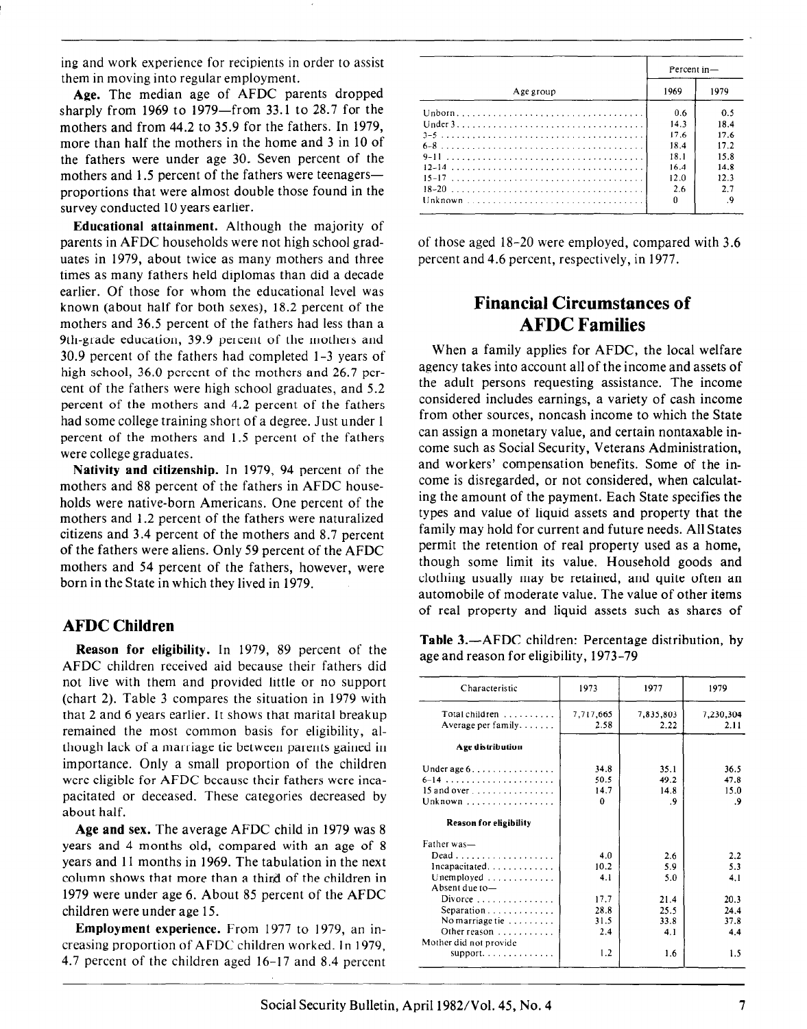ing and work experience for recipients in order to assist them in moving into regular employment.

**Age.** The median age of AFDC parents dropped sharply from 1969 to 1979—from 33.1 to 28.7 for the mothers and from 44.2 to 35.9 for the fathers. In 1979, more than half the mothers in the home and 3 in 10 of the fathers were under age 30. Seven percent of the mothers and 1.5 percent of the fathers were teenagers—proportions that were almost double those found in the survey conducted 10 years earlier.

**Educational attainment.** Although the majority of parents in AFDC households were not high school graduates in 1979, about twice as many mothers and three times as many fathers held diplomas than did a decade earlier. Of those for whom the educational level was known (about half for both sexes), 18.2 percent of the mothers and 36.5 percent of the fathers had less than a 9th-grade education, 39.9 percent of the mothers and 30.9 percent of the fathers had completed 1-3 years of high school, 36.0 percent of the mothers and 26.7 percent of the fathers were high school graduates, and 5.2 percent of the mothers and 4.2 percent of the fathers had some college training short of a degree. Just under 1 percent of the mothers and 1.5 percent of the fathers were college graduates.

**Nativity and citizenship.** In 1979, 94 percent of the mothers and 88 percent of the fathers in AFDC households were native-born Americans. One percent of the mothers and 1.2 percent of the fathers were naturalized citizens and 3.4 percent of the mothers and 8.7 percent of the fathers were aliens. Only 59 percent of the AFDC mothers and 54 percent of the fathers, however, were born in the State in which they lived in 1979.

## AFDC Children

**Reason for eligibility.** In 1979, 89 percent of the AFDC children received aid because their fathers did not live with them and provided little or no support (chart 2). Table 3 compares the situation in 1979 with that 2 and 6 years earlier. It shows that marital breakup remained the most common basis for eligibility, although lack of a marriage tie between parents gained in importance. Only a small proportion of the children were eligible for AFDC because their fathers were incapacitated or deceased. These categories decreased by about half.

**Age and sex.** The average AFDC child in 1979 was 8 years and 4 months old, compared with an age of 8 years and 11 months in 1969. The tabulation in the next column shows that more than a third of the children in 1979 were under age 6. About 85 percent of the AFDC children were under age 15.

| Age group | Percent in— 1969 | 1979 |
|---|---|---|
| Unborn | 0.6 | 0.5 |
| Under 3 | 14.3 | 18.4 |
| 3–5 | 17.6 | 17.6 |
| 6–8 | 18.4 | 17.2 |
| 9–11 | 18.1 | 15.8 |
| 12–14 | 16.4 | 14.8 |
| 15–17 | 12.0 | 12.3 |
| 18–20 | 2.6 | 2.7 |
| Unknown | 0 | .9 |

**Employment experience.** From 1977 to 1979, an increasing proportion of AFDC children worked. In 1979, 4.7 percent of the children aged 16–17 and 8.4 percent of those aged 18–20 were employed, compared with 3.6 percent and 4.6 percent, respectively, in 1977.

## Financial Circumstances of AFDC Families

When a family applies for AFDC, the local welfare agency takes into account all of the income and assets of the adult persons requesting assistance. The income considered includes earnings, a variety of cash income from other sources, noncash income to which the State can assign a monetary value, and certain nontaxable income such as Social Security, Veterans Administration, and workers' compensation benefits. Some of the income is disregarded, or not considered, when calculating the amount of the payment. Each State specifies the types and value of liquid assets and property that the family may hold for current and future needs. All States permit the retention of real property used as a home, though some limit its value. Household goods and clothing usually may be retained, and quite often an automobile of moderate value. The value of other items of real property and liquid assets such as shares of

**Table 3.**—AFDC children: Percentage distribution, by age and reason for eligibility, 1973–79

| Characteristic | 1973 | 1977 | 1979 |
|---|---|---|---|
| Total children | 7,717,665 | 7,835,803 | 7,230,304 |
| Average per family | 2.58 | 2.22 | 2.11 |
| **Age distribution** | | | |
| Under age 6 | 34.8 | 35.1 | 36.5 |
| 6–14 | 50.5 | 49.2 | 47.8 |
| 15 and over | 14.7 | 14.8 | 15.0 |
| Unknown | 0 | .9 | .9 |
| **Reason for eligibility** | | | |
| Father was— | | | |
| Dead | 4.0 | 2.6 | 2.2 |
| Incapacitated | 10.2 | 5.9 | 5.3 |
| Unemployed | 4.1 | 5.0 | 4.1 |
| Absent due to— | | | |
| Divorce | 17.7 | 21.4 | 20.3 |
| Separation | 28.8 | 25.5 | 24.4 |
| No marriage tie | 31.5 | 33.8 | 37.8 |
| Other reason | 2.4 | 4.1 | 4.4 |
| Mother did not provide support | 1.2 | 1.6 | 1.5 |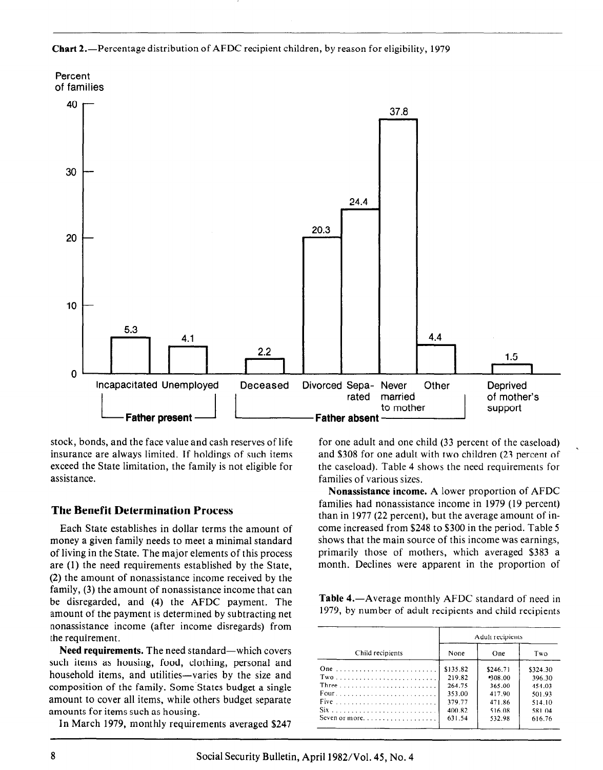**Chart 2.**—Percentage distribution of AFDC recipient children, by reason for eligibility, 1979

| Reason for eligibility | | Percent of families |
|---|---|---|
| Father present | Incapacitated | 5.3 |
| | Unemployed | 4.1 |
| Father absent | Deceased | 2.2 |
| | Divorced | 20.3 |
| | Separated | 24.4 |
| | Never married to mother | 37.8 |
| | Other | 4.4 |
| Deprived of mother's support | | 1.5 |

stock, bonds, and the face value and cash reserves of life insurance are always limited. If holdings of such items exceed the State limitation, the family is not eligible for assistance.

## The Benefit Determination Process

Each State establishes in dollar terms the amount of money a given family needs to meet a minimal standard of living in the State. The major elements of this process are (1) the need requirements established by the State, (2) the amount of nonassistance income received by the family, (3) the amount of nonassistance income that can be disregarded, and (4) the AFDC payment. The amount of the payment is determined by subtracting net nonassistance income (after income disregards) from the requirement.

**Need requirements.** The need standard—which covers such items as housing, food, clothing, personal and household items, and utilities—varies by the size and composition of the family. Some States budget a single amount to cover all items, while others budget separate amounts for items such as housing.

In March 1979, monthly requirements averaged $247 for one adult and one child (33 percent of the caseload) and $308 for one adult with two children (23 percent of the caseload). Table 4 shows the need requirements for families of various sizes.

**Nonassistance income.** A lower proportion of AFDC families had nonassistance income in 1979 (19 percent) than in 1977 (22 percent), but the average amount of income increased from $248 to $300 in the period. Table 5 shows that the main source of this income was earnings, primarily those of mothers, which averaged $383 a month. Declines were apparent in the proportion of

**Table 4.**—Average monthly AFDC standard of need in 1979, by number of adult recipients and child recipients

| Child recipients | Adult recipients | | |
|---|---|---|---|
| | None | One | Two |
| One | $135.82 | $246.71 | $324.30 |
| Two | 219.82 | 308.00 | 396.30 |
| Three | 264.75 | 365.00 | 451.03 |
| Four | 353.00 | 417.90 | 501.93 |
| Five | 379.77 | 471.86 | 514.10 |
| Six | 400.82 | 516.08 | 581.04 |
| Seven or more | 631.54 | 532.98 | 616.76 |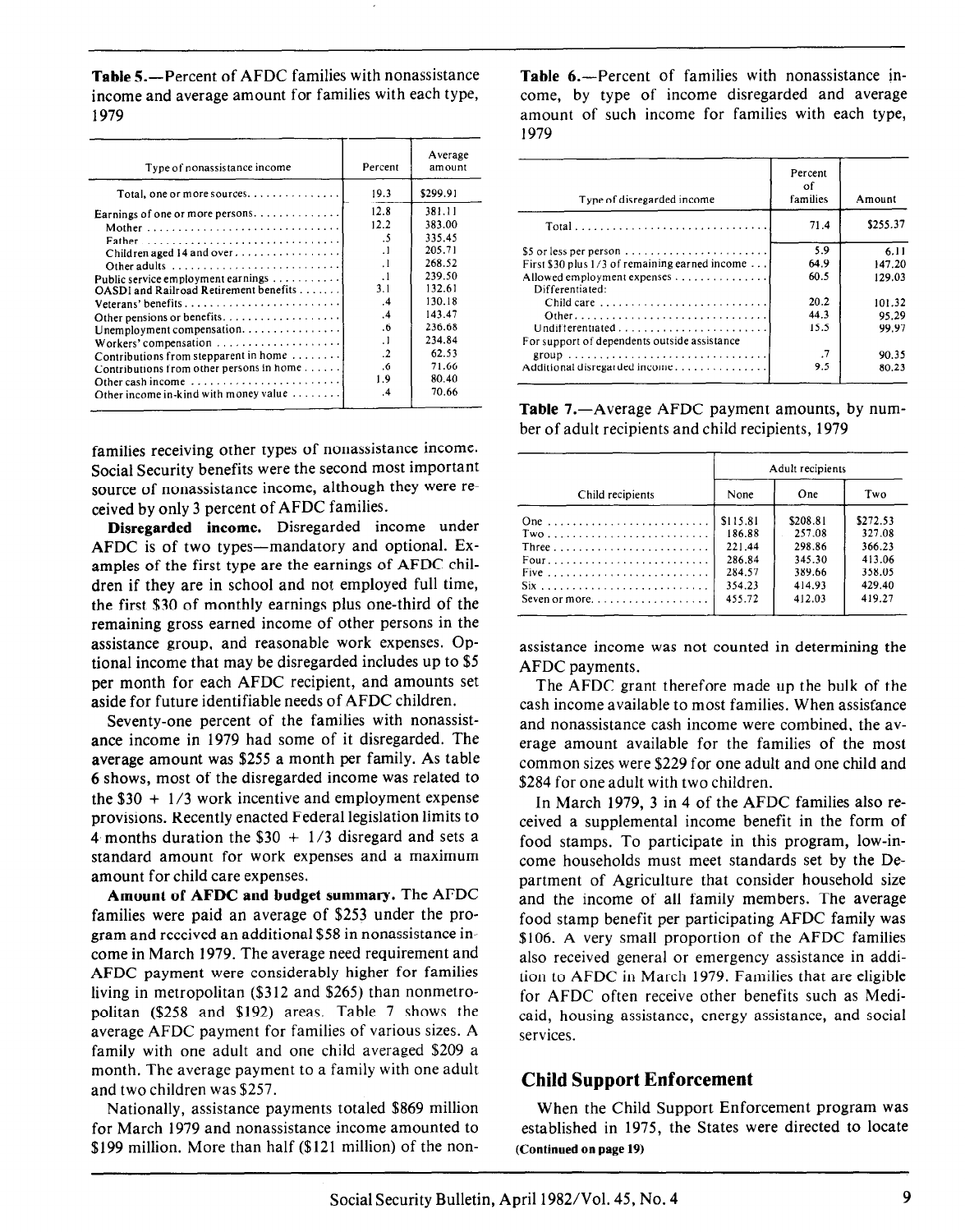**Table 5.**—Percent of AFDC families with nonassistance income and average amount for families with each type, 1979

| Type of nonassistance income | Percent | Average amount |
|---|---|---|
| Total, one or more sources | 19.3 | $299.91 |
| Earnings of one or more persons | 12.8 | 381.11 |
| Mother | 12.2 | 383.00 |
| Father | .5 | 335.45 |
| Children aged 14 and over | .1 | 205.71 |
| Other adults | .1 | 268.52 |
| Public service employment earnings | .1 | 239.50 |
| OASDI and Railroad Retirement benefits | 3.1 | 132.61 |
| Veterans' benefits | .4 | 130.18 |
| Other pensions or benefits | .4 | 143.47 |
| Unemployment compensation | .6 | 236.68 |
| Workers' compensation | .1 | 234.84 |
| Contributions from stepparent in home | .2 | 62.53 |
| Contributions from other persons in home | .6 | 71.66 |
| Other cash income | 1.9 | 80.40 |
| Other income in-kind with money value | .4 | 70.66 |

families receiving other types of nonassistance income. Social Security benefits were the second most important source of nonassistance income, although they were received by only 3 percent of AFDC families.

**Disregarded income.** Disregarded income under AFDC is of two types—mandatory and optional. Examples of the first type are the earnings of AFDC children if they are in school and not employed full time, the first $30 of monthly earnings plus one-third of the remaining gross earned income of other persons in the assistance group, and reasonable work expenses. Optional income that may be disregarded includes up to $5 per month for each AFDC recipient, and amounts set aside for future identifiable needs of AFDC children.

Seventy-one percent of the families with nonassistance income in 1979 had some of it disregarded. The average amount was $255 a month per family. As table 6 shows, most of the disregarded income was related to the $30 + 1/3 work incentive and employment expense provisions. Recently enacted Federal legislation limits to 4 months duration the $30 + 1/3 disregard and sets a standard amount for work expenses and a maximum amount for child care expenses.

**Amount of AFDC and budget summary.** The AFDC families were paid an average of $253 under the program and received an additional $58 in nonassistance income in March 1979. The average need requirement and AFDC payment were considerably higher for families living in metropolitan ($312 and $265) than nonmetropolitan ($258 and $192) areas. Table 7 shows the average AFDC payment for families of various sizes. A family with one adult and one child averaged $209 a month. The average payment to a family with one adult and two children was $257.

Nationally, assistance payments totaled $869 million for March 1979 and nonassistance income amounted to $199 million. More than half ($121 million) of the nonassistance income was not counted in determining the AFDC payments.

**Table 6.**—Percent of families with nonassistance income, by type of income disregarded and average amount of such income for families with each type, 1979

| Type of disregarded income | Percent of families | Amount |
|---|---|---|
| Total | 71.4 | $255.37 |
| $5 or less per person | 5.9 | 6.11 |
| First $30 plus 1/3 of remaining earned income | 64.9 | 147.20 |
| Allowed employment expenses | 60.5 | 129.03 |
| Differentiated: | | |
| Child care | 20.2 | 101.32 |
| Other | 44.3 | 95.29 |
| Undifferentiated | 15.5 | 99.97 |
| For support of dependents outside assistance group | .7 | 90.35 |
| Additional disregarded income | 9.5 | 80.23 |

**Table 7.**—Average AFDC payment amounts, by number of adult recipients and child recipients, 1979

| Child recipients | Adult recipients | | |
|---|---|---|---|
| | None | One | Two |
| One | $115.81 | $208.81 | $272.53 |
| Two | 186.88 | 257.08 | 327.08 |
| Three | 221.44 | 298.86 | 366.23 |
| Four | 286.84 | 345.30 | 413.06 |
| Five | 284.57 | 389.66 | 358.05 |
| Six | 354.23 | 414.93 | 429.40 |
| Seven or more | 455.72 | 412.03 | 419.27 |

The AFDC grant therefore made up the bulk of the cash income available to most families. When assistance and nonassistance cash income were combined, the average amount available for the families of the most common sizes were $229 for one adult and one child and $284 for one adult with two children.

In March 1979, 3 in 4 of the AFDC families also received a supplemental income benefit in the form of food stamps. To participate in this program, low-income households must meet standards set by the Department of Agriculture that consider household size and the income of all family members. The average food stamp benefit per participating AFDC family was $106. A very small proportion of the AFDC families also received general or emergency assistance in addition to AFDC in March 1979. Families that are eligible for AFDC often receive other benefits such as Medicaid, housing assistance, energy assistance, and social services.

## Child Support Enforcement

When the Child Support Enforcement program was established in 1975, the States were directed to locate

**(Continued on page 19)**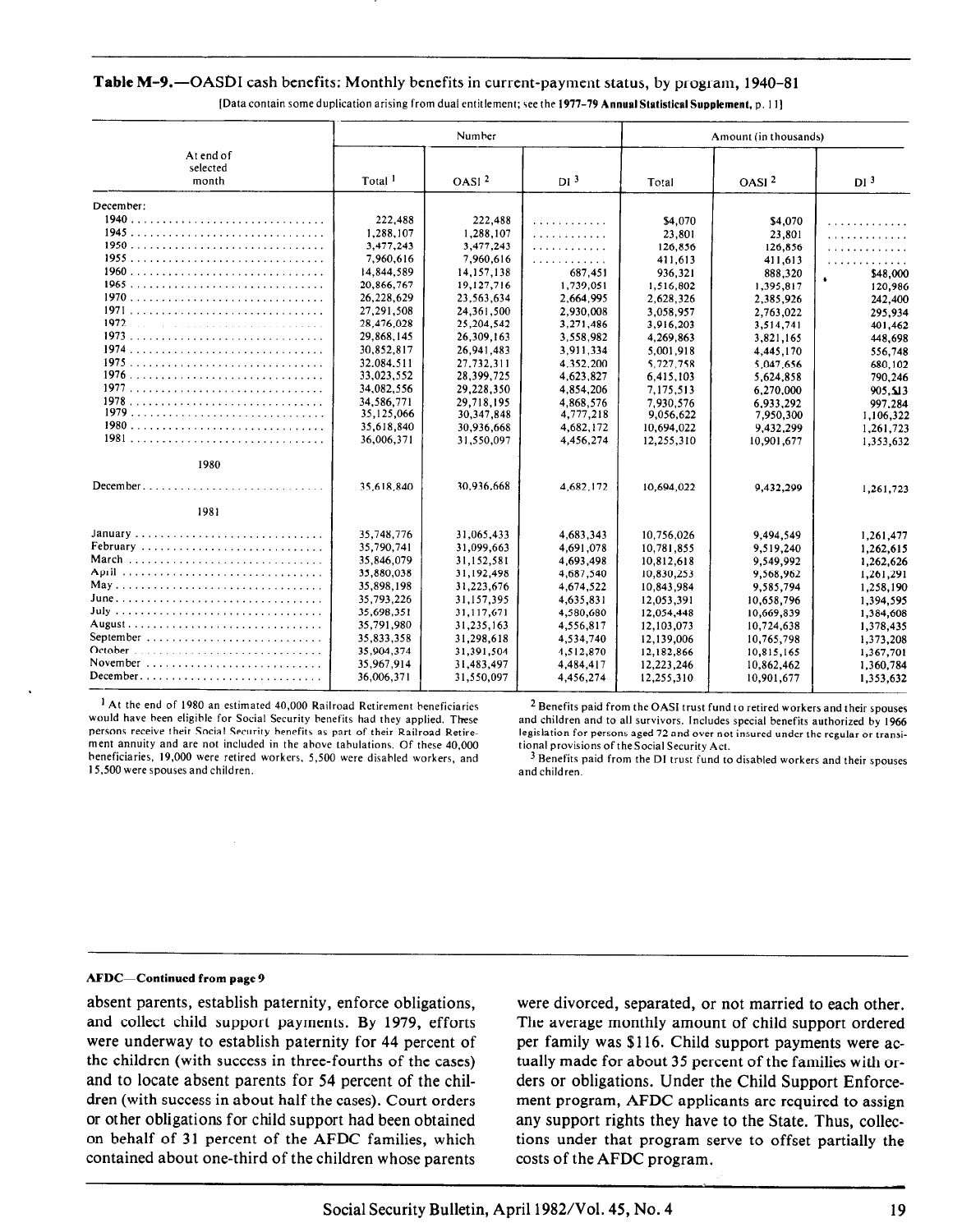**Table M-9.—OASDI cash benefits: Monthly benefits in current-payment status, by program, 1940–81**

[Data contain some duplication arising from dual entitlement; see the **1977–79 Annual Statistical Supplement**, p. 11]

| At end of selected month | Number | | | Amount (in thousands) | | |
|---|---|---|---|---|---|---|
| | Total [1] | OASI [2] | DI [3] | Total | OASI [2] | DI [3] |
| December: | | | | | | |
| 1940 | 222,488 | 222,488 | ............ | $4,070 | $4,070 | ............ |
| 1945 | 1,288,107 | 1,288,107 | ............ | 23,801 | 23,801 | ............ |
| 1950 | 3,477,243 | 3,477,243 | ............ | 126,856 | 126,856 | ............ |
| 1955 | 7,960,616 | 7,960,616 | ............ | 411,613 | 411,613 | ............ |
| 1960 | 14,844,589 | 14,157,138 | 687,451 | 936,321 | 888,320 | $48,000 |
| 1965 | 20,866,767 | 19,127,716 | 1,739,051 | 1,516,802 | 1,395,817 | 120,986 |
| 1970 | 26,228,629 | 23,563,634 | 2,664,995 | 2,628,326 | 2,385,926 | 242,400 |
| 1971 | 27,291,508 | 24,361,500 | 2,930,008 | 3,058,957 | 2,763,022 | 295,934 |
| 1972 | 28,476,028 | 25,204,542 | 3,271,486 | 3,916,203 | 3,514,741 | 401,462 |
| 1973 | 29,868,145 | 26,309,163 | 3,558,982 | 4,269,863 | 3,821,165 | 448,698 |
| 1974 | 30,852,817 | 26,941,483 | 3,911,334 | 5,001,918 | 4,445,170 | 556,748 |
| 1975 | 32,084,511 | 27,732,311 | 4,352,200 | 5,727,758 | 5,047,656 | 680,102 |
| 1976 | 33,023,552 | 28,399,725 | 4,623,827 | 6,415,103 | 5,624,858 | 790,246 |
| 1977 | 34,082,556 | 29,228,350 | 4,854,206 | 7,175,513 | 6,270,000 | 905,513 |
| 1978 | 34,586,771 | 29,718,195 | 4,868,576 | 7,930,576 | 6,933,292 | 997,284 |
| 1979 | 35,125,066 | 30,347,848 | 4,777,218 | 9,056,622 | 7,950,300 | 1,106,322 |
| 1980 | 35,618,840 | 30,936,668 | 4,682,172 | 10,694,022 | 9,432,299 | 1,261,723 |
| 1981 | 36,006,371 | 31,550,097 | 4,456,274 | 12,255,310 | 10,901,677 | 1,353,632 |
| 1980 | | | | | | |
| December | 35,618,840 | 30,936,668 | 4,682,172 | 10,694,022 | 9,432,299 | 1,261,723 |
| 1981 | | | | | | |
| January | 35,748,776 | 31,065,433 | 4,683,343 | 10,756,026 | 9,494,549 | 1,261,477 |
| February | 35,790,741 | 31,099,663 | 4,691,078 | 10,781,855 | 9,519,240 | 1,262,615 |
| March | 35,846,079 | 31,152,581 | 4,693,498 | 10,812,618 | 9,549,992 | 1,262,626 |
| April | 35,880,038 | 31,192,498 | 4,687,540 | 10,830,253 | 9,568,962 | 1,261,291 |
| May | 35,898,198 | 31,223,676 | 4,674,522 | 10,843,984 | 9,585,794 | 1,258,190 |
| June | 35,793,226 | 31,157,395 | 4,635,831 | 12,053,391 | 10,658,796 | 1,394,595 |
| July | 35,698,351 | 31,117,671 | 4,580,680 | 12,054,448 | 10,669,839 | 1,384,608 |
| August | 35,791,980 | 31,235,163 | 4,556,817 | 12,103,073 | 10,724,638 | 1,378,435 |
| September | 35,833,358 | 31,298,618 | 4,534,740 | 12,139,006 | 10,765,798 | 1,373,208 |
| October | 35,904,374 | 31,391,504 | 4,512,870 | 12,182,866 | 10,815,165 | 1,367,701 |
| November | 35,967,914 | 31,483,497 | 4,484,417 | 12,223,246 | 10,862,462 | 1,360,784 |
| December | 36,006,371 | 31,550,097 | 4,456,274 | 12,255,310 | 10,901,677 | 1,353,632 |

[1] At the end of 1980 an estimated 40,000 Railroad Retirement beneficiaries would have been eligible for Social Security benefits had they applied. These persons receive their Social Security benefits as part of their Railroad Retirement annuity and are not included in the above tabulations. Of these 40,000 beneficiaries, 19,000 were retired workers, 5,500 were disabled workers, and 15,500 were spouses and children.

[2] Benefits paid from the OASI trust fund to retired workers and their spouses and children and to all survivors. Includes special benefits authorized by 1966 legislation for persons aged 72 and over not insured under the regular or transitional provisions of the Social Security Act.

[3] Benefits paid from the DI trust fund to disabled workers and their spouses and children.

**AFDC—Continued from page 9**

absent parents, establish paternity, enforce obligations, and collect child support payments. By 1979, efforts were underway to establish paternity for 44 percent of the children (with success in three-fourths of the cases) and to locate absent parents for 54 percent of the children (with success in about half the cases). Court orders or other obligations for child support had been obtained on behalf of 31 percent of the AFDC families, which contained about one-third of the children whose parents were divorced, separated, or not married to each other. The average monthly amount of child support ordered per family was $116. Child support payments were actually made for about 35 percent of the families with orders or obligations. Under the Child Support Enforcement program, AFDC applicants are required to assign any support rights they have to the State. Thus, collections under that program serve to offset partially the costs of the AFDC program.